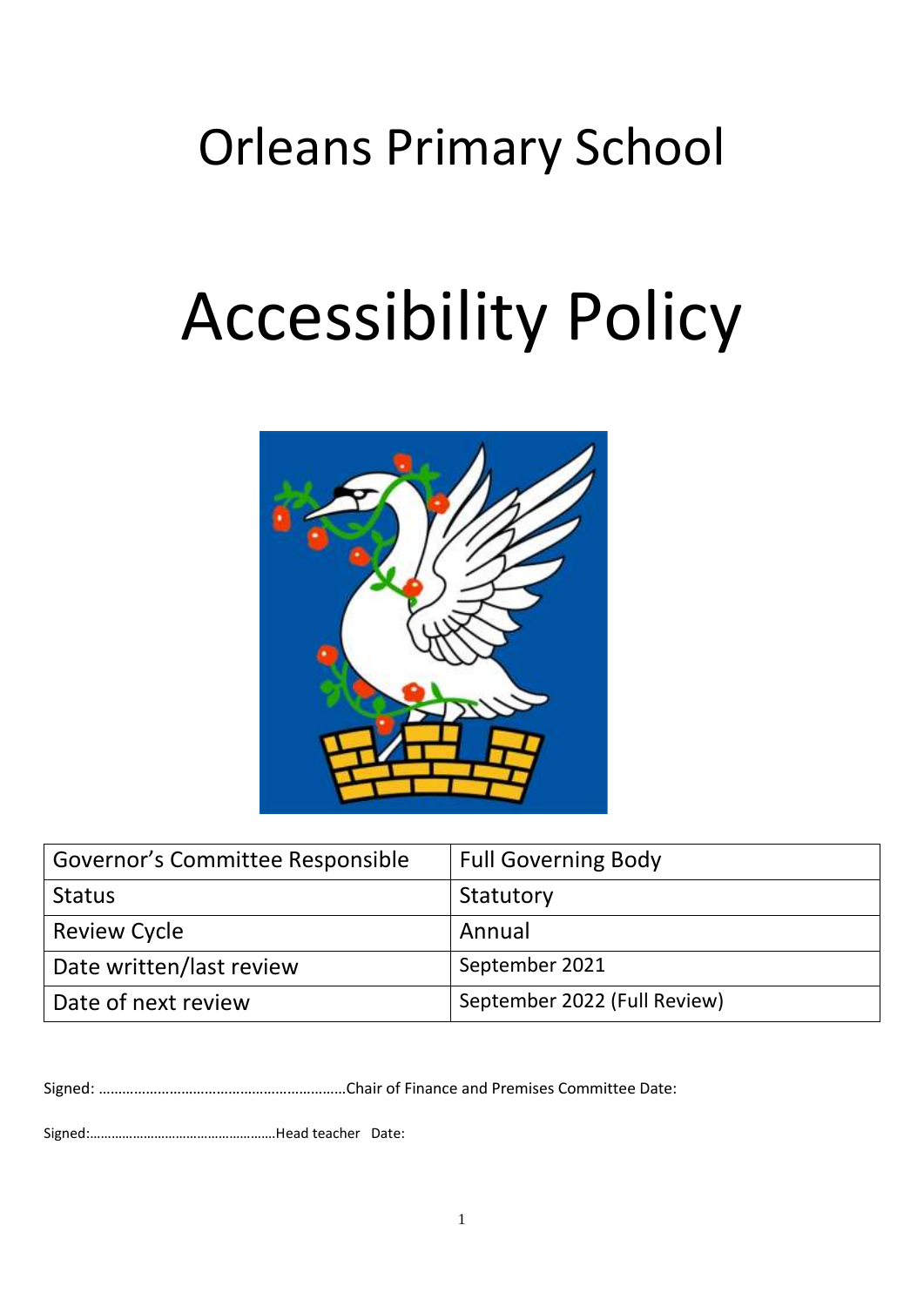# Orleans Primary School

# Accessibility Policy

| Governor's Committee Responsible | Full Governing Body |
|---|---|
| Status | Statutory |
| Review Cycle | Annual |
| Date written/last review | September 2021 |
| Date of next review | September 2022 (Full Review) |

Signed: ……………………………………………………Chair of Finance and Premises Committee Date:

Signed:……………………………………………Head teacher Date: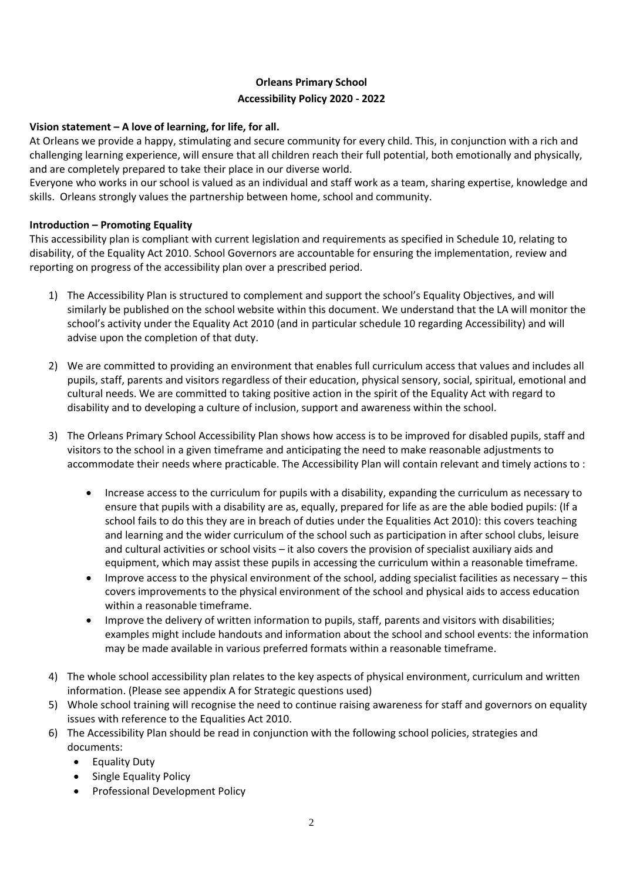**Orleans Primary School**
**Accessibility Policy 2020 - 2022**

**Vision statement – A love of learning, for life, for all.**

At Orleans we provide a happy, stimulating and secure community for every child. This, in conjunction with a rich and challenging learning experience, will ensure that all children reach their full potential, both emotionally and physically, and are completely prepared to take their place in our diverse world.

Everyone who works in our school is valued as an individual and staff work as a team, sharing expertise, knowledge and skills. Orleans strongly values the partnership between home, school and community.

**Introduction – Promoting Equality**

This accessibility plan is compliant with current legislation and requirements as specified in Schedule 10, relating to disability, of the Equality Act 2010. School Governors are accountable for ensuring the implementation, review and reporting on progress of the accessibility plan over a prescribed period.

1) The Accessibility Plan is structured to complement and support the school's Equality Objectives, and will similarly be published on the school website within this document. We understand that the LA will monitor the school's activity under the Equality Act 2010 (and in particular schedule 10 regarding Accessibility) and will advise upon the completion of that duty.

2) We are committed to providing an environment that enables full curriculum access that values and includes all pupils, staff, parents and visitors regardless of their education, physical sensory, social, spiritual, emotional and cultural needs. We are committed to taking positive action in the spirit of the Equality Act with regard to disability and to developing a culture of inclusion, support and awareness within the school.

3) The Orleans Primary School Accessibility Plan shows how access is to be improved for disabled pupils, staff and visitors to the school in a given timeframe and anticipating the need to make reasonable adjustments to accommodate their needs where practicable. The Accessibility Plan will contain relevant and timely actions to :

    - Increase access to the curriculum for pupils with a disability, expanding the curriculum as necessary to ensure that pupils with a disability are as, equally, prepared for life as are the able bodied pupils: (If a school fails to do this they are in breach of duties under the Equalities Act 2010): this covers teaching and learning and the wider curriculum of the school such as participation in after school clubs, leisure and cultural activities or school visits – it also covers the provision of specialist auxiliary aids and equipment, which may assist these pupils in accessing the curriculum within a reasonable timeframe.
    - Improve access to the physical environment of the school, adding specialist facilities as necessary – this covers improvements to the physical environment of the school and physical aids to access education within a reasonable timeframe.
    - Improve the delivery of written information to pupils, staff, parents and visitors with disabilities; examples might include handouts and information about the school and school events: the information may be made available in various preferred formats within a reasonable timeframe.

4) The whole school accessibility plan relates to the key aspects of physical environment, curriculum and written information. (Please see appendix A for Strategic questions used)

5) Whole school training will recognise the need to continue raising awareness for staff and governors on equality issues with reference to the Equalities Act 2010.

6) The Accessibility Plan should be read in conjunction with the following school policies, strategies and documents:
    - Equality Duty
    - Single Equality Policy
    - Professional Development Policy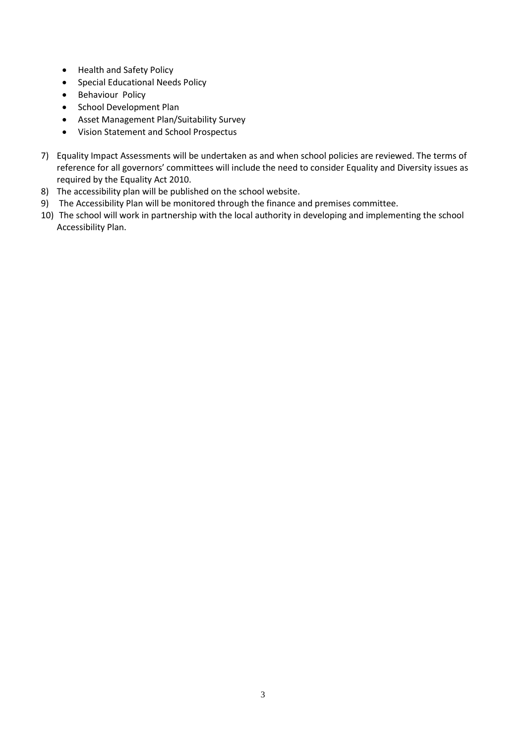- Health and Safety Policy
- Special Educational Needs Policy
- Behaviour Policy
- School Development Plan
- Asset Management Plan/Suitability Survey
- Vision Statement and School Prospectus

7) Equality Impact Assessments will be undertaken as and when school policies are reviewed. The terms of reference for all governors' committees will include the need to consider Equality and Diversity issues as required by the Equality Act 2010.
8) The accessibility plan will be published on the school website.
9) The Accessibility Plan will be monitored through the finance and premises committee.
10) The school will work in partnership with the local authority in developing and implementing the school Accessibility Plan.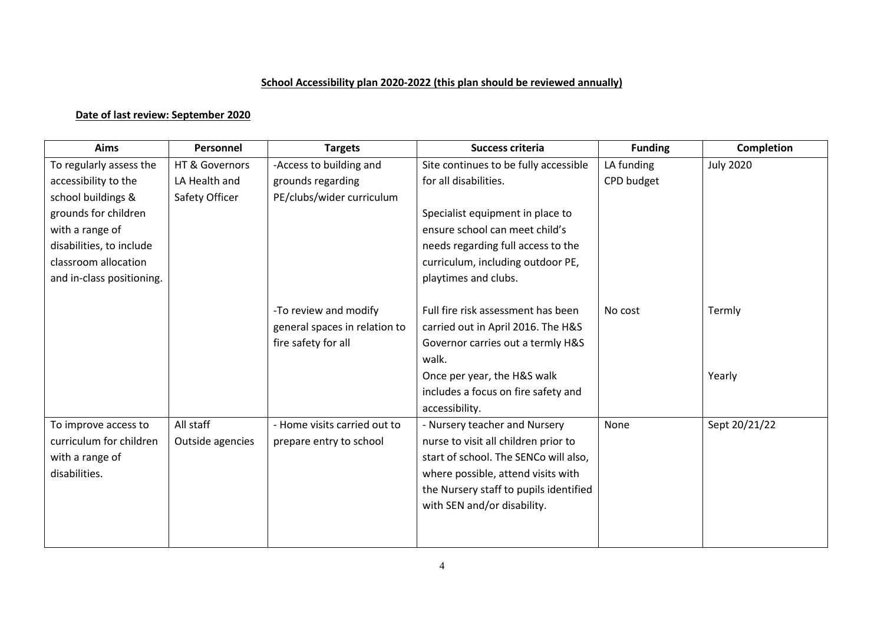**School Accessibility plan 2020-2022 (this plan should be reviewed annually)**

**Date of last review: September 2020**

| Aims | Personnel | Targets | Success criteria | Funding | Completion |
|---|---|---|---|---|---|
| To regularly assess the accessibility to the school buildings & grounds for children with a range of disabilities, to include classroom allocation and in-class positioning. | HT & Governors<br>LA Health and Safety Officer | -Access to building and grounds regarding PE/clubs/wider curriculum | Site continues to be fully accessible for all disabilities.<br><br>Specialist equipment in place to ensure school can meet child's needs regarding full access to the curriculum, including outdoor PE, playtimes and clubs. | LA funding<br>CPD budget | July 2020 |
| | | -To review and modify general spaces in relation to fire safety for all | Full fire risk assessment has been carried out in April 2016. The H&S Governor carries out a termly H&S walk.<br>Once per year, the H&S walk includes a focus on fire safety and accessibility. | No cost | Termly<br><br>Yearly |
| To improve access to curriculum for children with a range of disabilities. | All staff<br>Outside agencies | - Home visits carried out to prepare entry to school | - Nursery teacher and Nursery nurse to visit all children prior to start of school. The SENCo will also, where possible, attend visits with the Nursery staff to pupils identified with SEN and/or disability. | None | Sept 20/21/22 |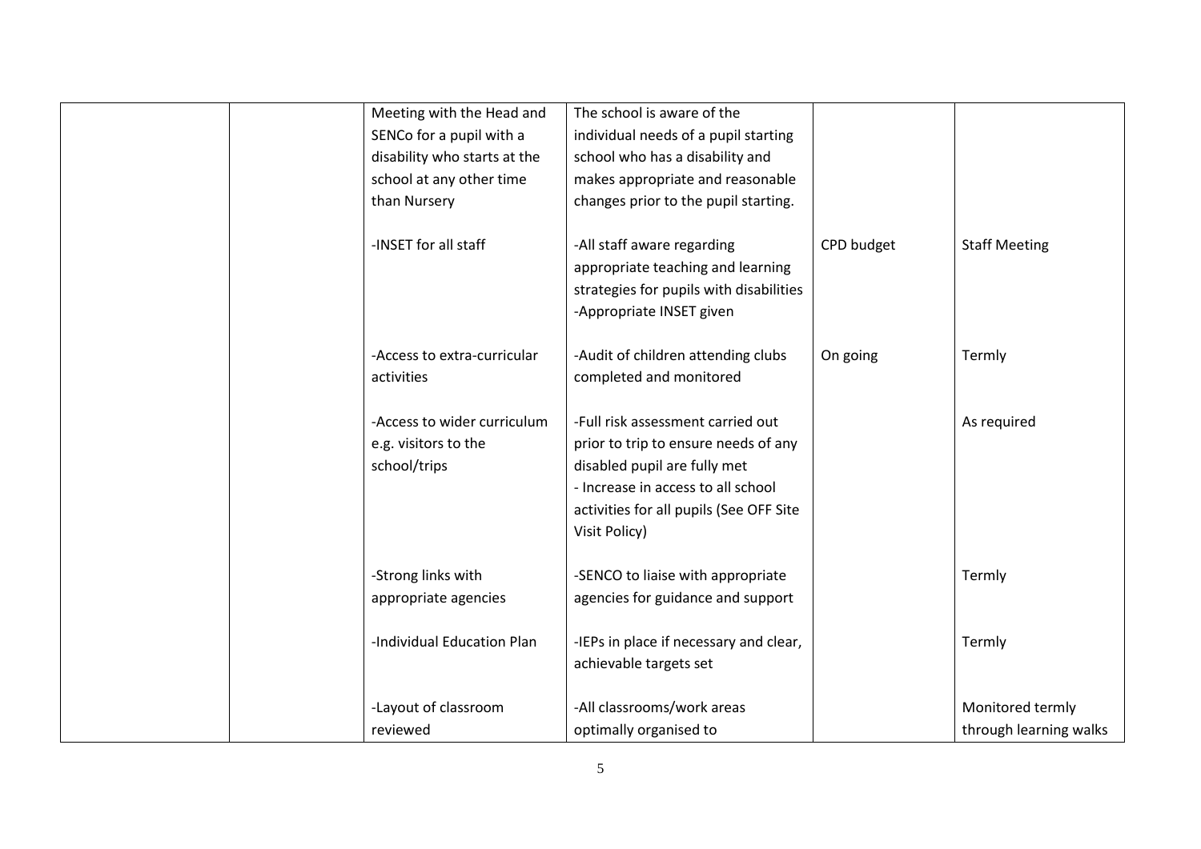| | | | | | |
|---|---|---|---|---|---|
| | | Meeting with the Head and SENCo for a pupil with a disability who starts at the school at any other time than Nursery | The school is aware of the individual needs of a pupil starting school who has a disability and makes appropriate and reasonable changes prior to the pupil starting. | | |
| | | -INSET for all staff | -All staff aware regarding appropriate teaching and learning strategies for pupils with disabilities<br>-Appropriate INSET given | CPD budget | Staff Meeting |
| | | -Access to extra-curricular activities | -Audit of children attending clubs completed and monitored | On going | Termly |
| | | -Access to wider curriculum e.g. visitors to the school/trips | -Full risk assessment carried out prior to trip to ensure needs of any disabled pupil are fully met<br>- Increase in access to all school activities for all pupils (See OFF Site Visit Policy) | | As required |
| | | -Strong links with appropriate agencies | -SENCO to liaise with appropriate agencies for guidance and support | | Termly |
| | | -Individual Education Plan | -IEPs in place if necessary and clear, achievable targets set | | Termly |
| | | -Layout of classroom reviewed | -All classrooms/work areas optimally organised to | | Monitored termly through learning walks |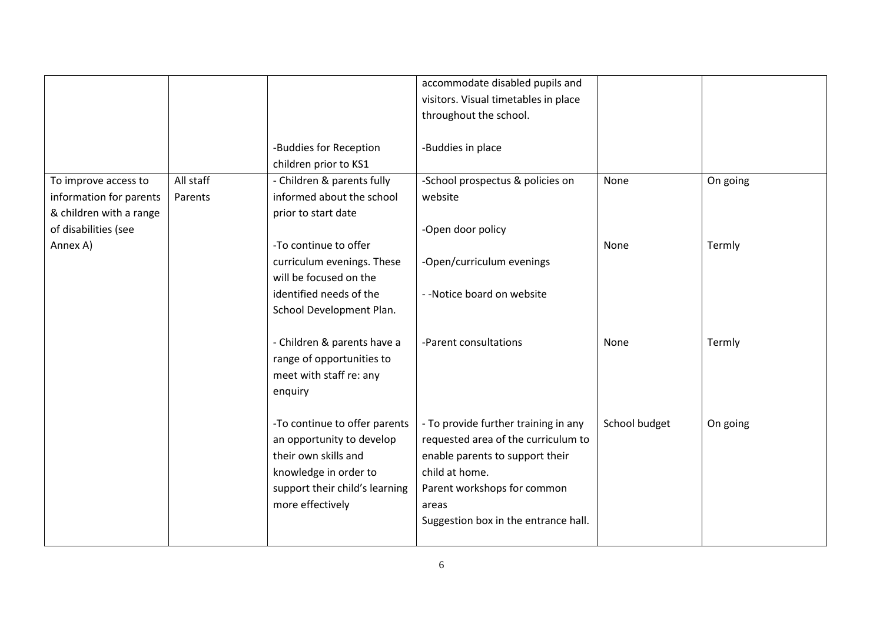| | | | | | |
|---|---|---|---|---|---|
| | | | accommodate disabled pupils and visitors. Visual timetables in place throughout the school. | | |
| | | -Buddies for Reception children prior to KS1 | -Buddies in place | | |
| To improve access to information for parents & children with a range of disabilities (see Annex A) | All staff Parents | - Children & parents fully informed about the school prior to start date | -School prospectus & policies on website<br><br>-Open door policy | None | On going |
| | | -To continue to offer curriculum evenings. These will be focused on the identified needs of the School Development Plan. | -Open/curriculum evenings<br><br>- -Notice board on website | None | Termly |
| | | - Children & parents have a range of opportunities to meet with staff re: any enquiry | -Parent consultations | None | Termly |
| | | -To continue to offer parents an opportunity to develop their own skills and knowledge in order to support their child's learning more effectively | - To provide further training in any requested area of the curriculum to enable parents to support their child at home.<br>Parent workshops for common areas<br>Suggestion box in the entrance hall. | School budget | On going |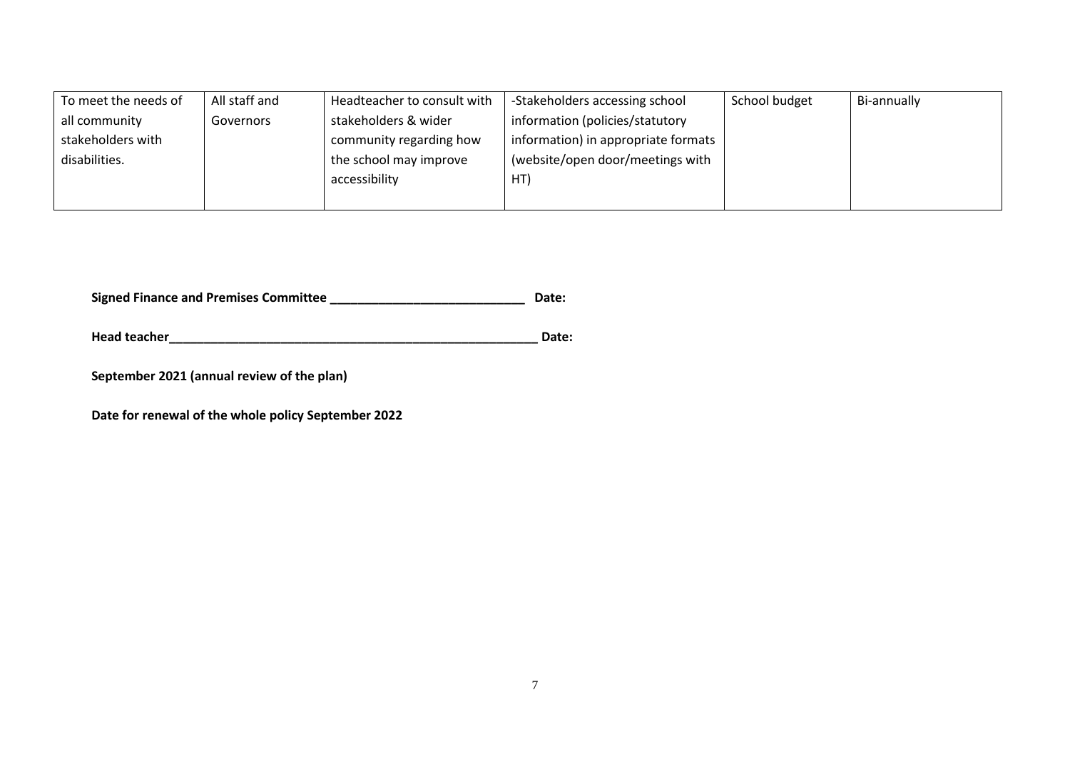| To meet the needs of all community stakeholders with disabilities. | All staff and Governors | Headteacher to consult with stakeholders & wider community regarding how the school may improve accessibility | -Stakeholders accessing school information (policies/statutory information) in appropriate formats (website/open door/meetings with HT) | School budget | Bi-annually |
|---|---|---|---|---|---|

**Signed Finance and Premises Committee ____________________________ Date:**

**Head teacher________________________________________________________ Date:**

**September 2021 (annual review of the plan)**

**Date for renewal of the whole policy September 2022**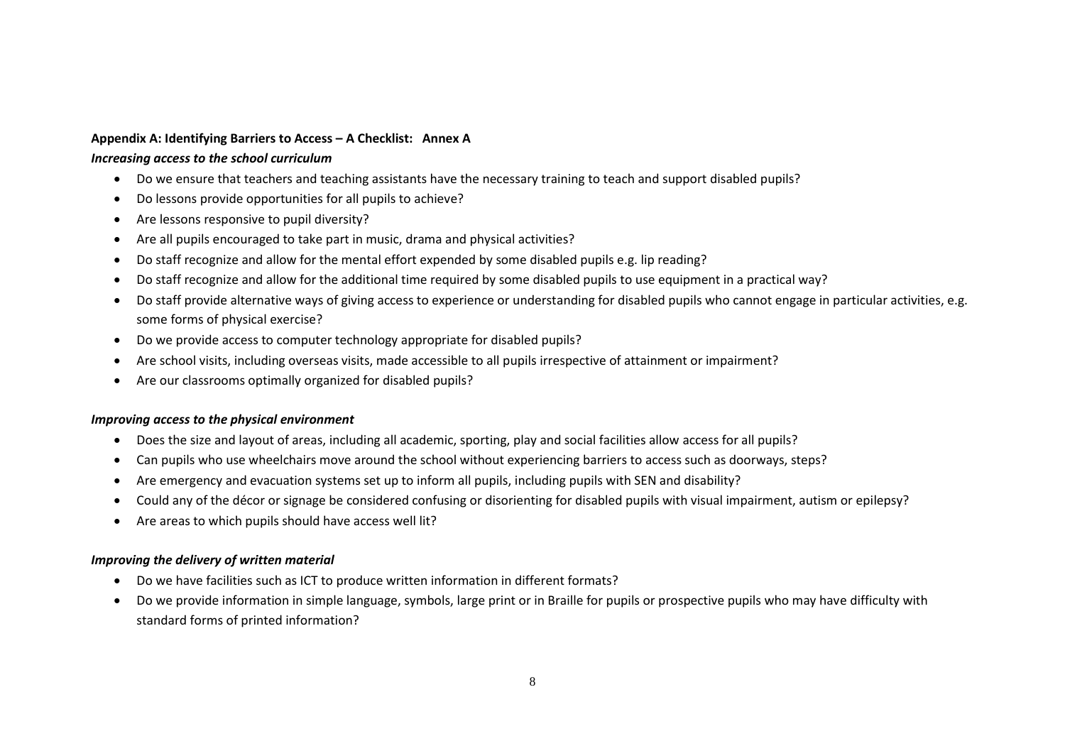**Appendix A: Identifying Barriers to Access – A Checklist: Annex A**

***Increasing access to the school curriculum***

- Do we ensure that teachers and teaching assistants have the necessary training to teach and support disabled pupils?
- Do lessons provide opportunities for all pupils to achieve?
- Are lessons responsive to pupil diversity?
- Are all pupils encouraged to take part in music, drama and physical activities?
- Do staff recognize and allow for the mental effort expended by some disabled pupils e.g. lip reading?
- Do staff recognize and allow for the additional time required by some disabled pupils to use equipment in a practical way?
- Do staff provide alternative ways of giving access to experience or understanding for disabled pupils who cannot engage in particular activities, e.g. some forms of physical exercise?
- Do we provide access to computer technology appropriate for disabled pupils?
- Are school visits, including overseas visits, made accessible to all pupils irrespective of attainment or impairment?
- Are our classrooms optimally organized for disabled pupils?

***Improving access to the physical environment***

- Does the size and layout of areas, including all academic, sporting, play and social facilities allow access for all pupils?
- Can pupils who use wheelchairs move around the school without experiencing barriers to access such as doorways, steps?
- Are emergency and evacuation systems set up to inform all pupils, including pupils with SEN and disability?
- Could any of the décor or signage be considered confusing or disorienting for disabled pupils with visual impairment, autism or epilepsy?
- Are areas to which pupils should have access well lit?

***Improving the delivery of written material***

- Do we have facilities such as ICT to produce written information in different formats?
- Do we provide information in simple language, symbols, large print or in Braille for pupils or prospective pupils who may have difficulty with standard forms of printed information?